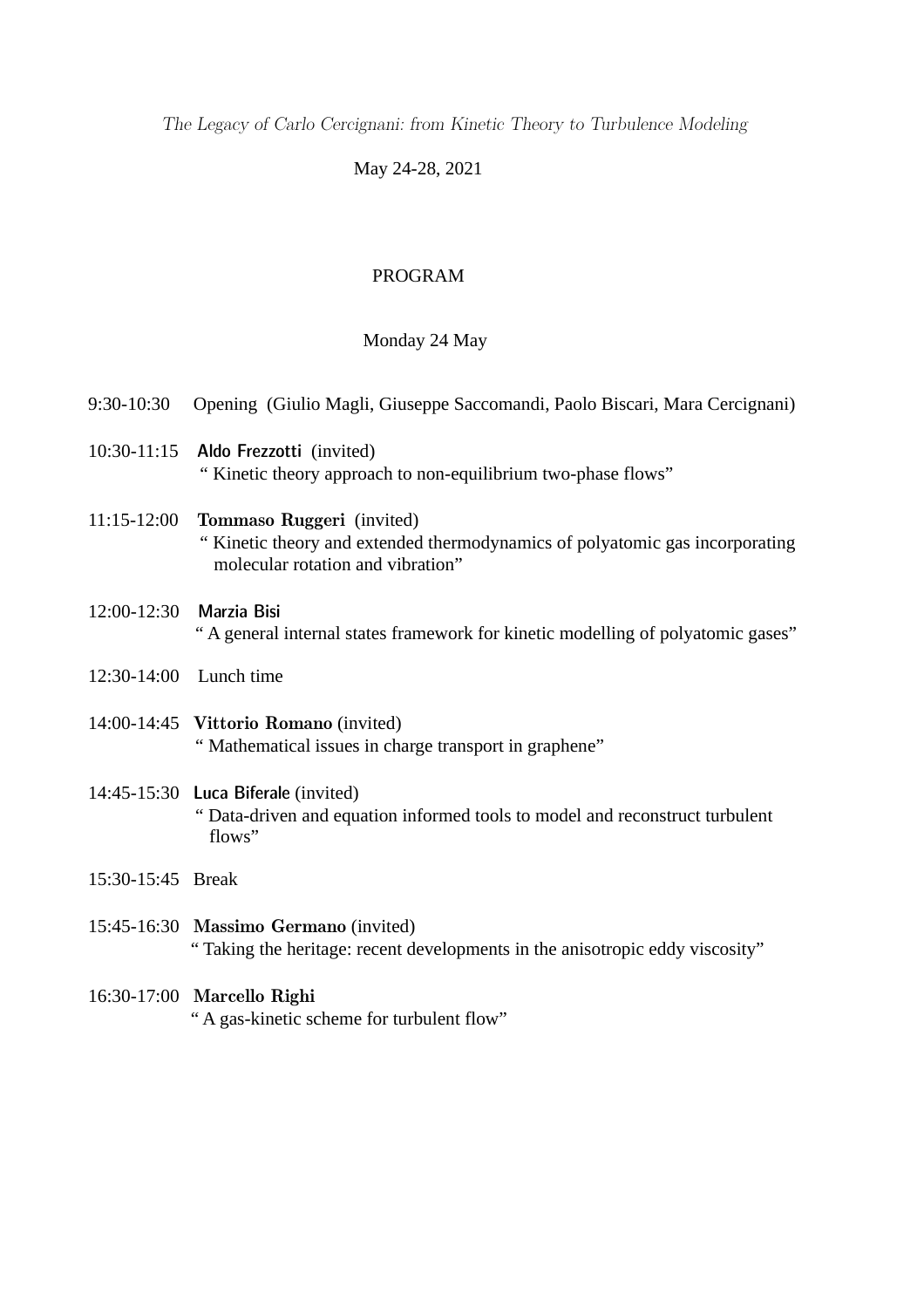*The Legacy of Carlo Cercignani: from Kinetic Theory to Turbulence Modeling*

May 24-28, 2021

# PROGRAM

## Monday 24 May

9:30-10:30 Opening (Giulio Magli, Giuseppe Saccomandi, Paolo Biscari, Mara Cercignani)

10:30-11:15 **Aldo Frezzotti** (invited)
" Kinetic theory approach to non-equilibrium two-phase flows"

11:15-12:00 **Tommaso Ruggeri** (invited)
" Kinetic theory and extended thermodynamics of polyatomic gas incorporating molecular rotation and vibration"

12:00-12:30 **Marzia Bisi**
" A general internal states framework for kinetic modelling of polyatomic gases"

12:30-14:00 Lunch time

14:00-14:45 **Vittorio Romano** (invited)
" Mathematical issues in charge transport in graphene"

14:45-15:30 **Luca Biferale** (invited)
" Data-driven and equation informed tools to model and reconstruct turbulent flows"

15:30-15:45 Break

15:45-16:30 **Massimo Germano** (invited)
" Taking the heritage: recent developments in the anisotropic eddy viscosity"

16:30-17:00 **Marcello Righi**
" A gas-kinetic scheme for turbulent flow"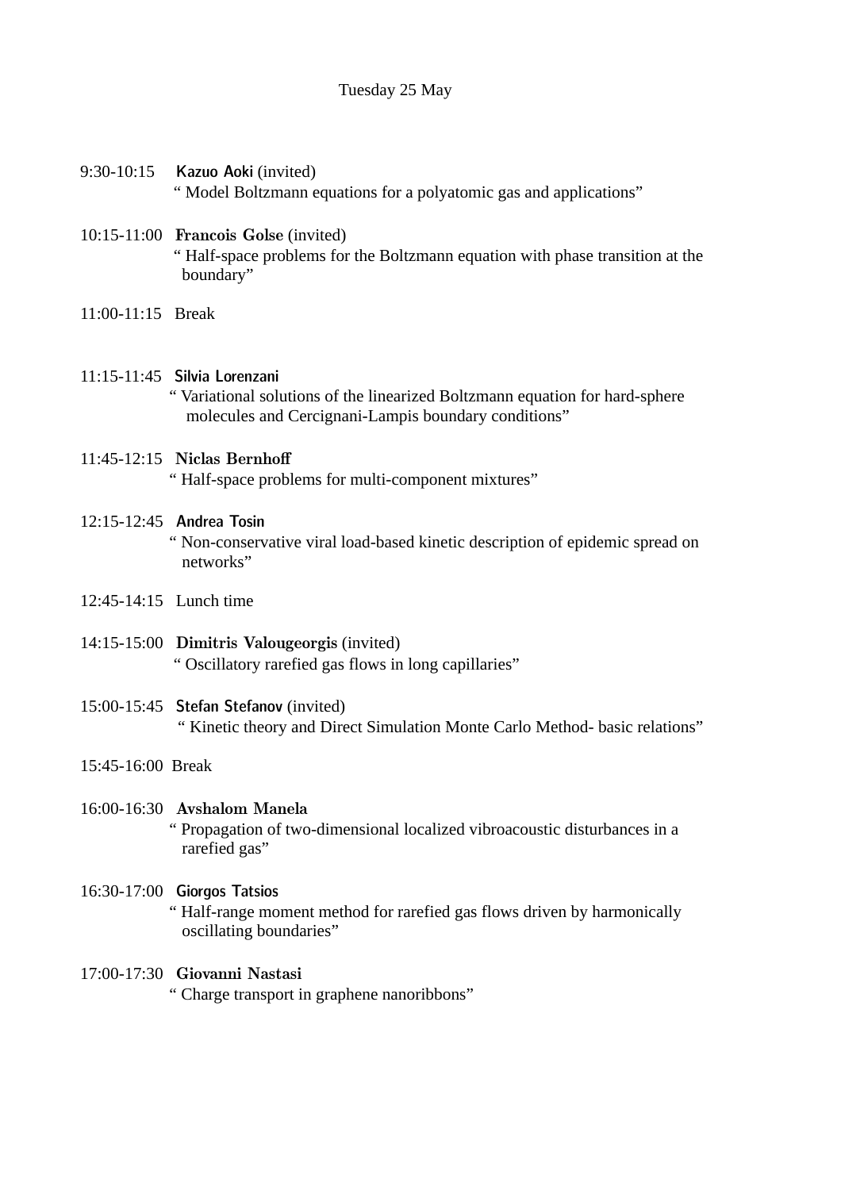## Tuesday 25 May

9:30-10:15 **Kazuo Aoki** (invited)
" Model Boltzmann equations for a polyatomic gas and applications"

10:15-11:00 **Francois Golse** (invited)
" Half-space problems for the Boltzmann equation with phase transition at the boundary"

11:00-11:15 Break

11:15-11:45 **Silvia Lorenzani**
" Variational solutions of the linearized Boltzmann equation for hard-sphere molecules and Cercignani-Lampis boundary conditions"

11:45-12:15 **Niclas Bernhoff**
" Half-space problems for multi-component mixtures"

12:15-12:45 **Andrea Tosin**
" Non-conservative viral load-based kinetic description of epidemic spread on networks"

12:45-14:15 Lunch time

14:15-15:00 **Dimitris Valougeorgis** (invited)
" Oscillatory rarefied gas flows in long capillaries"

15:00-15:45 **Stefan Stefanov** (invited)
" Kinetic theory and Direct Simulation Monte Carlo Method- basic relations"

15:45-16:00 Break

16:00-16:30 **Avshalom Manela**
" Propagation of two-dimensional localized vibroacoustic disturbances in a rarefied gas"

16:30-17:00 **Giorgos Tatsios**
" Half-range moment method for rarefied gas flows driven by harmonically oscillating boundaries"

17:00-17:30 **Giovanni Nastasi**
" Charge transport in graphene nanoribbons"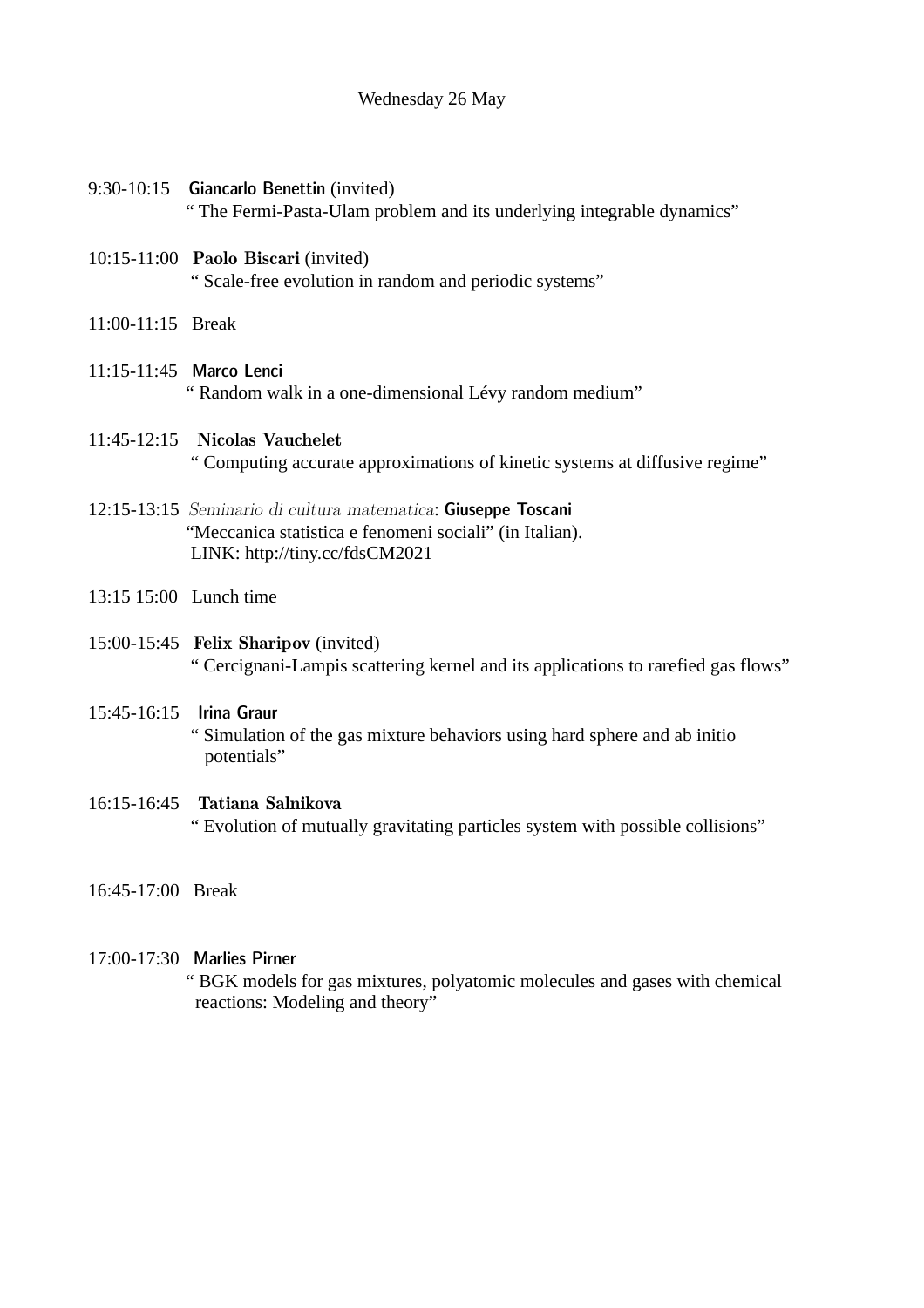## Wednesday 26 May

9:30-10:15 **Giancarlo Benettin** (invited)
" The Fermi-Pasta-Ulam problem and its underlying integrable dynamics"

10:15-11:00 **Paolo Biscari** (invited)
" Scale-free evolution in random and periodic systems"

11:00-11:15 Break

11:15-11:45 **Marco Lenci**
" Random walk in a one-dimensional Lévy random medium"

11:45-12:15 **Nicolas Vauchelet**
" Computing accurate approximations of kinetic systems at diffusive regime"

12:15-13:15 *Seminario di cultura matematica*: **Giuseppe Toscani**
"Meccanica statistica e fenomeni sociali" (in Italian).
LINK: http://tiny.cc/fdsCM2021

13:15 15:00 Lunch time

15:00-15:45 **Felix Sharipov** (invited)
" Cercignani-Lampis scattering kernel and its applications to rarefied gas flows"

15:45-16:15 **Irina Graur**
" Simulation of the gas mixture behaviors using hard sphere and ab initio potentials"

16:15-16:45 **Tatiana Salnikova**
" Evolution of mutually gravitating particles system with possible collisions"

16:45-17:00 Break

17:00-17:30 **Marlies Pirner**
" BGK models for gas mixtures, polyatomic molecules and gases with chemical reactions: Modeling and theory"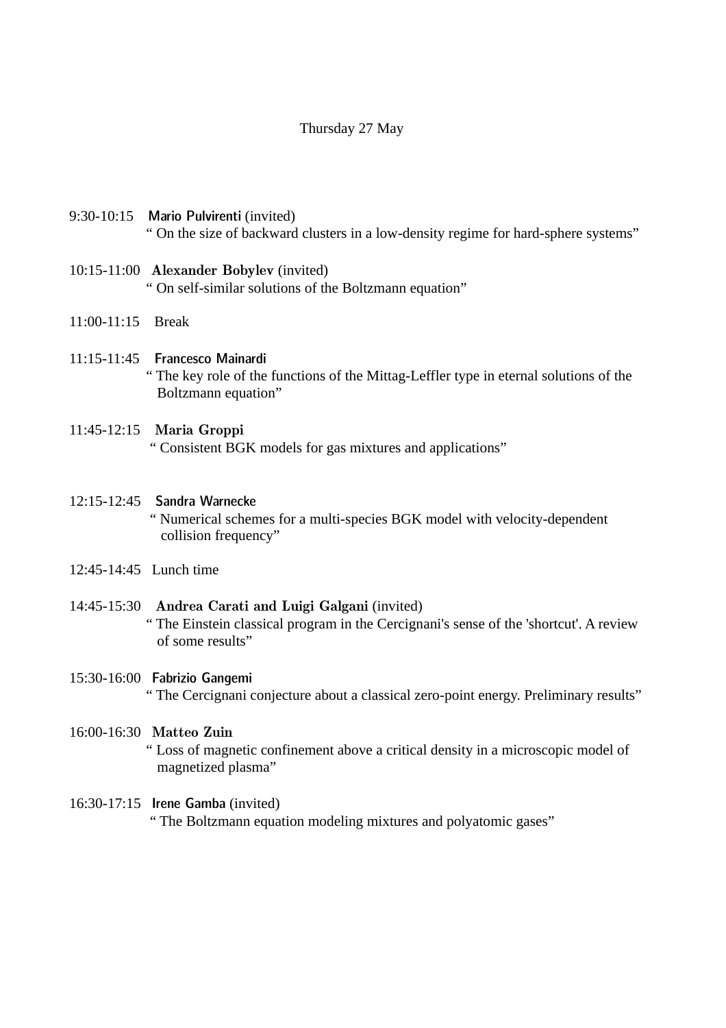## Thursday 27 May

9:30-10:15 **Mario Pulvirenti** (invited)
" On the size of backward clusters in a low-density regime for hard-sphere systems"

10:15-11:00 **Alexander Bobylev** (invited)
" On self-similar solutions of the Boltzmann equation"

11:00-11:15 Break

11:15-11:45 **Francesco Mainardi**
" The key role of the functions of the Mittag-Leffler type in eternal solutions of the Boltzmann equation"

11:45-12:15 **Maria Groppi**
" Consistent BGK models for gas mixtures and applications"

12:15-12:45 **Sandra Warnecke**
" Numerical schemes for a multi-species BGK model with velocity-dependent collision frequency"

12:45-14:45 Lunch time

14:45-15:30 **Andrea Carati and Luigi Galgani** (invited)
" The Einstein classical program in the Cercignani's sense of the 'shortcut'. A review of some results"

15:30-16:00 **Fabrizio Gangemi**
" The Cercignani conjecture about a classical zero-point energy. Preliminary results"

16:00-16:30 **Matteo Zuin**
" Loss of magnetic confinement above a critical density in a microscopic model of magnetized plasma"

16:30-17:15 **Irene Gamba** (invited)
" The Boltzmann equation modeling mixtures and polyatomic gases"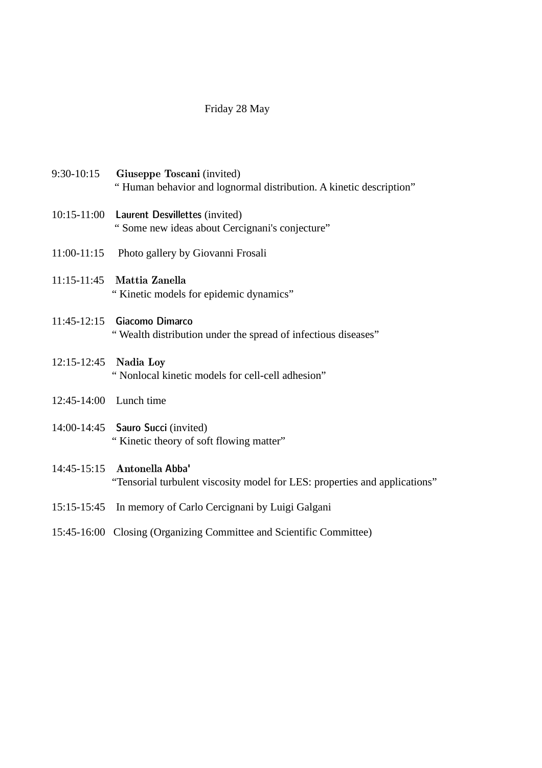Friday 28 May

9:30-10:15 **Giuseppe Toscani** (invited)
" Human behavior and lognormal distribution. A kinetic description"

10:15-11:00 **Laurent Desvillettes** (invited)
" Some new ideas about Cercignani's conjecture"

11:00-11:15 Photo gallery by Giovanni Frosali

11:15-11:45 **Mattia Zanella**
" Kinetic models for epidemic dynamics"

11:45-12:15 **Giacomo Dimarco**
" Wealth distribution under the spread of infectious diseases"

12:15-12:45 **Nadia Loy**
" Nonlocal kinetic models for cell-cell adhesion"

12:45-14:00 Lunch time

14:00-14:45 **Sauro Succi** (invited)
" Kinetic theory of soft flowing matter"

14:45-15:15 **Antonella Abba'**
"Tensorial turbulent viscosity model for LES: properties and applications"

15:15-15:45 In memory of Carlo Cercignani by Luigi Galgani

15:45-16:00 Closing (Organizing Committee and Scientific Committee)